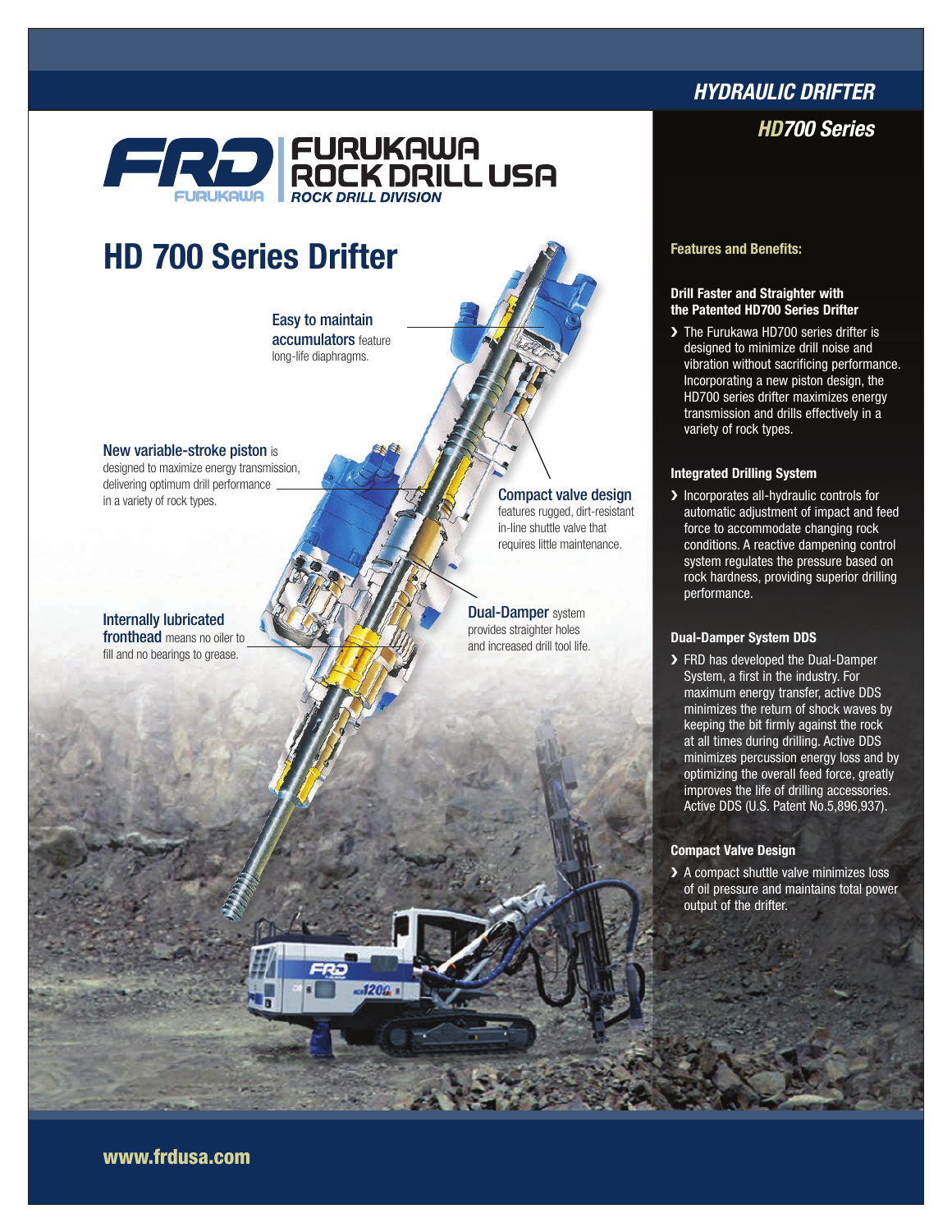# HYDRAULIC DRIFTER

## HD700 Series

FURUKAWA ROCK DRILL USA
ROCK DRILL DIVISION

# HD 700 Series Drifter

**Easy to maintain accumulators** feature long-life diaphragms.

**New variable-stroke piston** is designed to maximize energy transmission, delivering optimum drill performance in a variety of rock types.

**Compact valve design** features rugged, dirt-resistant in-line shuttle valve that requires little maintenance.

**Internally lubricated fronthead** means no oiler to fill and no bearings to grease.

**Dual-Damper** system provides straighter holes and increased drill tool life.

### Features and Benefits:

#### Drill Faster and Straighter with the Patented HD700 Series Drifter

- The Furukawa HD700 series drifter is designed to minimize drill noise and vibration without sacrificing performance. Incorporating a new piston design, the HD700 series drifter maximizes energy transmission and drills effectively in a variety of rock types.

#### Integrated Drilling System

- Incorporates all-hydraulic controls for automatic adjustment of impact and feed force to accommodate changing rock conditions. A reactive dampening control system regulates the pressure based on rock hardness, providing superior drilling performance.

#### Dual-Damper System DDS

- FRD has developed the Dual-Damper System, a first in the industry. For maximum energy transfer, active DDS minimizes the return of shock waves by keeping the bit firmly against the rock at all times during drilling. Active DDS minimizes percussion energy loss and by optimizing the overall feed force, greatly improves the life of drilling accessories. Active DDS (U.S. Patent No.5,896,937).

#### Compact Valve Design

- A compact shuttle valve minimizes loss of oil pressure and maintains total power output of the drifter.

www.frdusa.com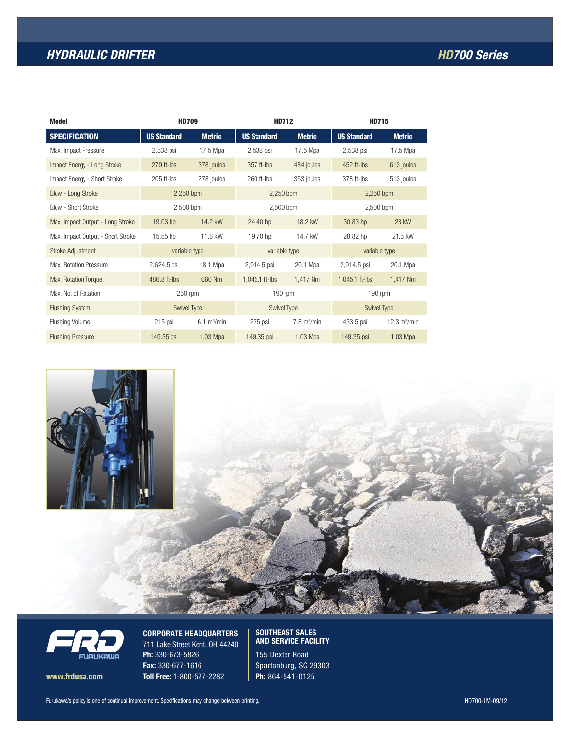## *HYDRAULIC DRIFTER*

## *HD700 Series*

| Model | HD709 | | HD712 | | HD715 | |
|---|---|---|---|---|---|---|
| **SPECIFICATION** | **US Standard** | **Metric** | **US Standard** | **Metric** | **US Standard** | **Metric** |
| Max. Impact Pressure | 2,538 psi | 17.5 Mpa | 2,538 psi | 17.5 Mpa | 2,538 psi | 17.5 Mpa |
| Impact Energy - Long Stroke | 279 ft-lbs | 378 joules | 357 ft-lbs | 484 joules | 452 ft-lbs | 613 joules |
| Impact Energy - Short Stroke | 205 ft-lbs | 278 joules | 260 ft-lbs | 353 joules | 378 ft-lbs | 513 joules |
| Blow - Long Stroke | 2,250 bpm | | 2,250 bpm | | 2,250 bpm | |
| Blow - Short Stroke | 2,500 bpm | | 2,500 bpm | | 2,500 bpm | |
| Max. Impact Output - Long Stroke | 19.03 hp | 14.2 kW | 24.40 hp | 18.2 kW | 30.83 hp | 23 kW |
| Max. Impact Output - Short Stroke | 15.55 hp | 11.6 kW | 19.70 hp | 14.7 kW | 28.82 hp | 21.5 kW |
| Stroke Adjustment | variable type | | variable type | | variable type | |
| Max. Rotation Pressure | 2,624.5 psi | 18.1 Mpa | 2,914.5 psi | 20.1 Mpa | 2,914.5 psi | 20.1 Mpa |
| Max. Rotation Torque | 486.8 ft-lbs | 660 Nm | 1,045.1 ft-lbs | 1,417 Nm | 1,045.1 ft-lbs | 1,417 Nm |
| Max. No. of Rotation | 250 rpm | | 190 rpm | | 190 rpm | |
| Flushing System | Swivel Type | | Swivel Type | | Swivel Type | |
| Flushing Volume | 215 psi | 6.1 $m^3$/min | 275 psi | 7.8 $m^3$/min | 433.5 psi | 12.3 $m^3$/min |
| Flushing Pressure | 149.35 psi | 1.03 Mpa | 149.35 psi | 1.03 Mpa | 149.35 psi | 1.03 Mpa |

FRD FURUKAWA

www.frdusa.com

**CORPORATE HEADQUARTERS**
711 Lake Street Kent, OH 44240
**Ph:** 330-673-5826
**Fax:** 330-677-1616
**Toll Free:** 1-800-527-2282

**SOUTHEAST SALES AND SERVICE FACILITY**
155 Dexter Road
Spartanburg, SC 29303
**Ph:** 864-541-0125

Furukawa's policy is one of continual improvement. Specifications may change between printing.

HD700-1M-09/12